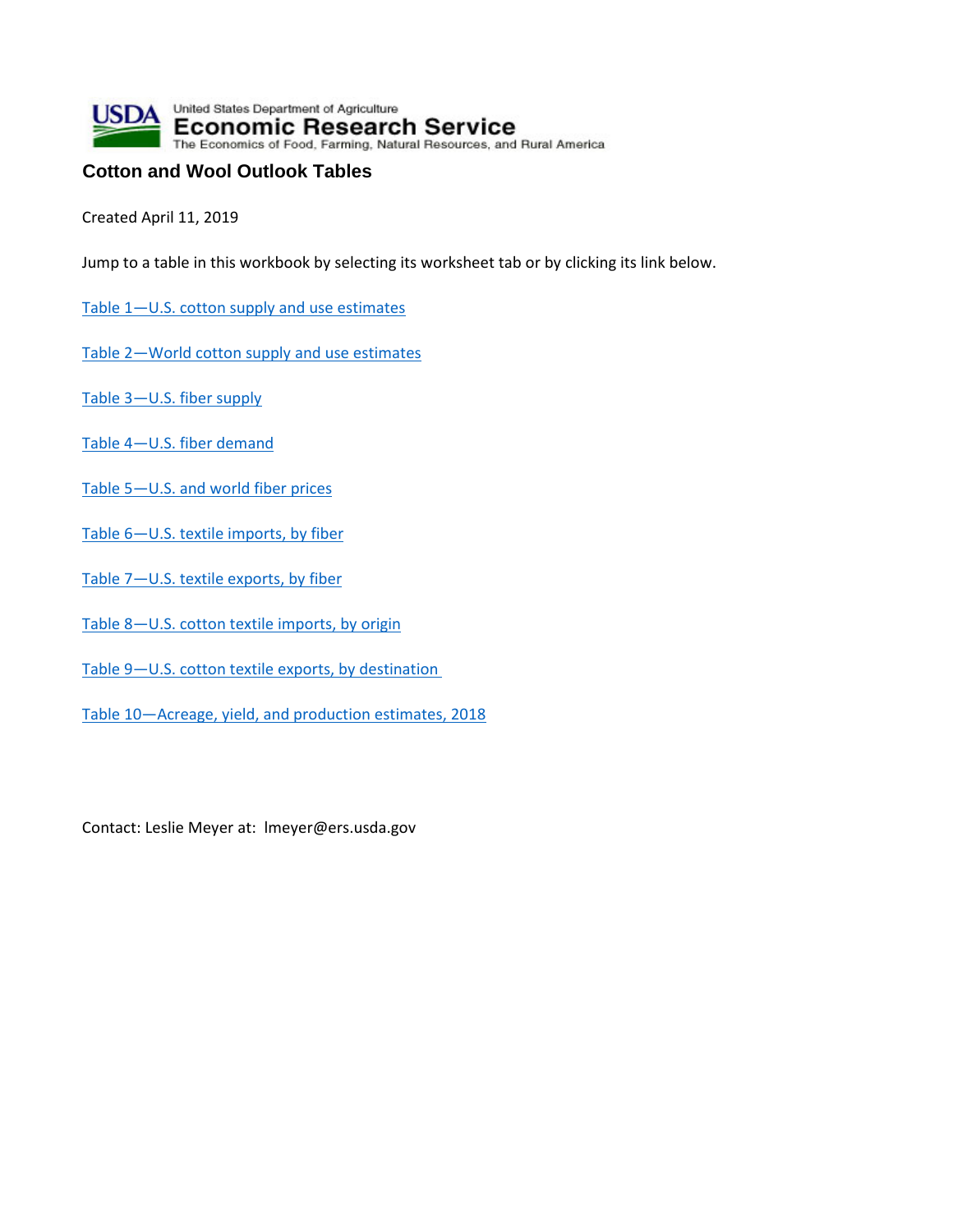United States Department of Agriculture

Economic Research Service

The Economics of Food, Farming, Natural Resources, and Rural America

# Cotton and Wool Outlook Tables

Created April 11, 2019

Jump to a table in this workbook by selecting its worksheet tab or by clicking its link below.

Table 1—U.S. cotton supply and use estimates

Table 2—World cotton supply and use estimates

Table 3—U.S. fiber supply

Table 4—U.S. fiber demand

Table 5—U.S. and world fiber prices

Table 6—U.S. textile imports, by fiber

Table 7—U.S. textile exports, by fiber

Table 8—U.S. cotton textile imports, by origin

Table 9—U.S. cotton textile exports, by destination

Table 10—Acreage, yield, and production estimates, 2018

Contact: Leslie Meyer at: lmeyer@ers.usda.gov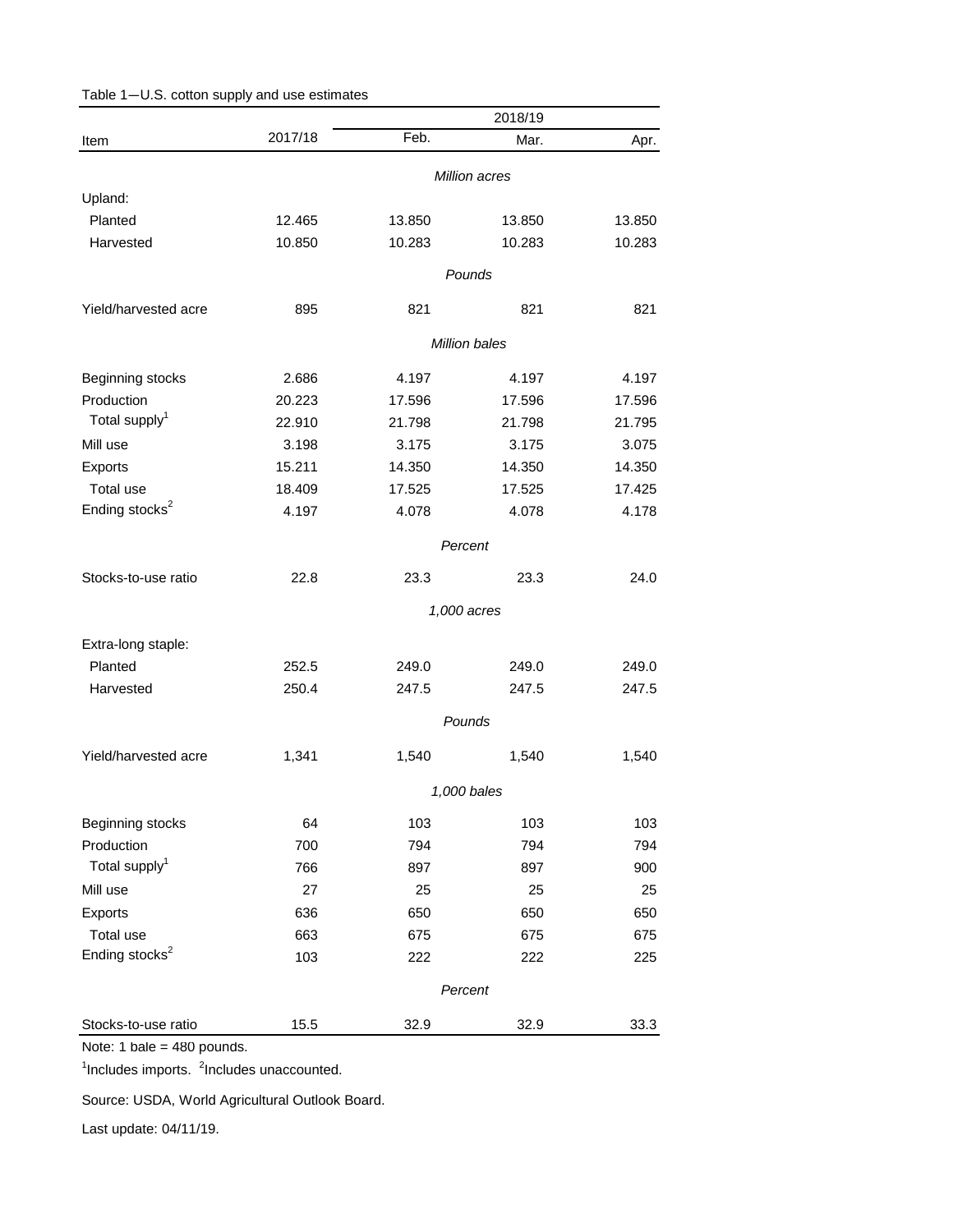Table 1—U.S. cotton supply and use estimates

| Item | 2017/18 | 2018/19 | | |
|---|---|---|---|---|
| | | Feb. | Mar. | Apr. |
| | | *Million acres* | | |
| Upland: | | | | |
| Planted | 12.465 | 13.850 | 13.850 | 13.850 |
| Harvested | 10.850 | 10.283 | 10.283 | 10.283 |
| | | *Pounds* | | |
| Yield/harvested acre | 895 | 821 | 821 | 821 |
| | | *Million bales* | | |
| Beginning stocks | 2.686 | 4.197 | 4.197 | 4.197 |
| Production | 20.223 | 17.596 | 17.596 | 17.596 |
| Total supply[1] | 22.910 | 21.798 | 21.798 | 21.795 |
| Mill use | 3.198 | 3.175 | 3.175 | 3.075 |
| Exports | 15.211 | 14.350 | 14.350 | 14.350 |
| Total use | 18.409 | 17.525 | 17.525 | 17.425 |
| Ending stocks[2] | 4.197 | 4.078 | 4.078 | 4.178 |
| | | *Percent* | | |
| Stocks-to-use ratio | 22.8 | 23.3 | 23.3 | 24.0 |
| | | *1,000 acres* | | |
| Extra-long staple: | | | | |
| Planted | 252.5 | 249.0 | 249.0 | 249.0 |
| Harvested | 250.4 | 247.5 | 247.5 | 247.5 |
| | | *Pounds* | | |
| Yield/harvested acre | 1,341 | 1,540 | 1,540 | 1,540 |
| | | *1,000 bales* | | |
| Beginning stocks | 64 | 103 | 103 | 103 |
| Production | 700 | 794 | 794 | 794 |
| Total supply[1] | 766 | 897 | 897 | 900 |
| Mill use | 27 | 25 | 25 | 25 |
| Exports | 636 | 650 | 650 | 650 |
| Total use | 663 | 675 | 675 | 675 |
| Ending stocks[2] | 103 | 222 | 222 | 225 |
| | | *Percent* | | |
| Stocks-to-use ratio | 15.5 | 32.9 | 32.9 | 33.3 |

Note: 1 bale = 480 pounds.

[1]Includes imports. [2]Includes unaccounted.

Source: USDA, World Agricultural Outlook Board.

Last update: 04/11/19.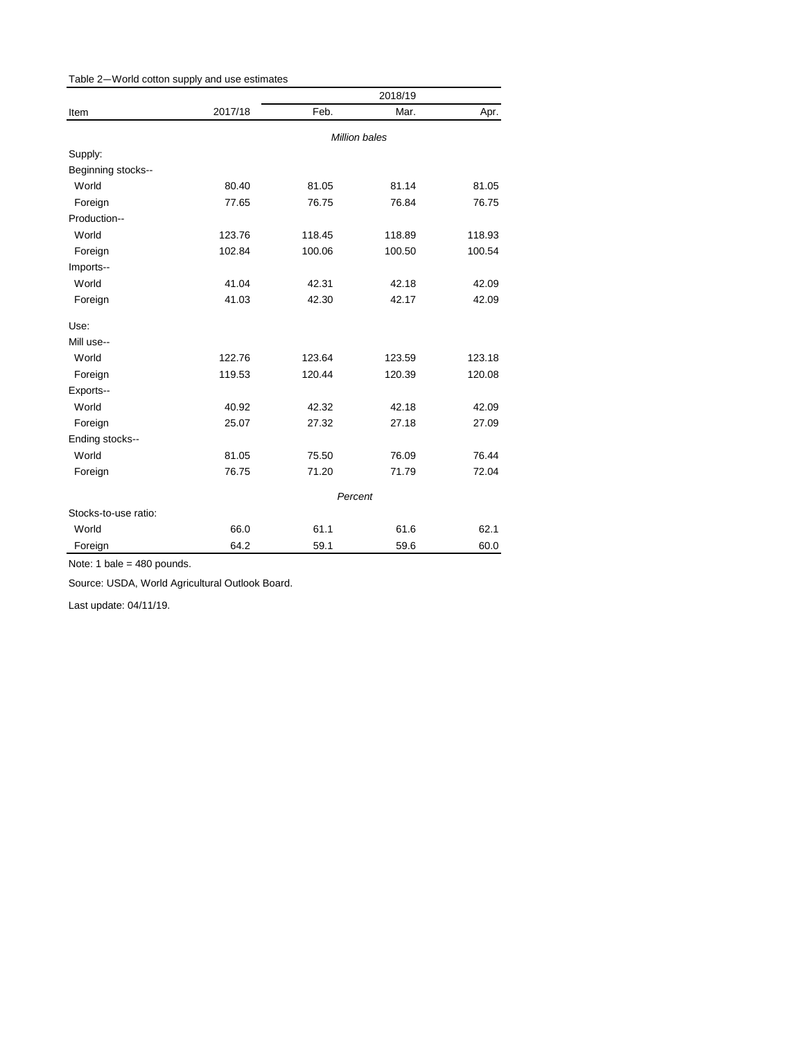Table 2—World cotton supply and use estimates

| Item | 2017/18 | 2018/19 | | |
|---|---|---|---|---|
| | | Feb. | Mar. | Apr. |
| | *Million bales* | | | |
| Supply: | | | | |
| Beginning stocks-- | | | | |
| World | 80.40 | 81.05 | 81.14 | 81.05 |
| Foreign | 77.65 | 76.75 | 76.84 | 76.75 |
| Production-- | | | | |
| World | 123.76 | 118.45 | 118.89 | 118.93 |
| Foreign | 102.84 | 100.06 | 100.50 | 100.54 |
| Imports-- | | | | |
| World | 41.04 | 42.31 | 42.18 | 42.09 |
| Foreign | 41.03 | 42.30 | 42.17 | 42.09 |
| Use: | | | | |
| Mill use-- | | | | |
| World | 122.76 | 123.64 | 123.59 | 123.18 |
| Foreign | 119.53 | 120.44 | 120.39 | 120.08 |
| Exports-- | | | | |
| World | 40.92 | 42.32 | 42.18 | 42.09 |
| Foreign | 25.07 | 27.32 | 27.18 | 27.09 |
| Ending stocks-- | | | | |
| World | 81.05 | 75.50 | 76.09 | 76.44 |
| Foreign | 76.75 | 71.20 | 71.79 | 72.04 |
| | *Percent* | | | |
| Stocks-to-use ratio: | | | | |
| World | 66.0 | 61.1 | 61.6 | 62.1 |
| Foreign | 64.2 | 59.1 | 59.6 | 60.0 |

Note: 1 bale = 480 pounds.

Source: USDA, World Agricultural Outlook Board.

Last update: 04/11/19.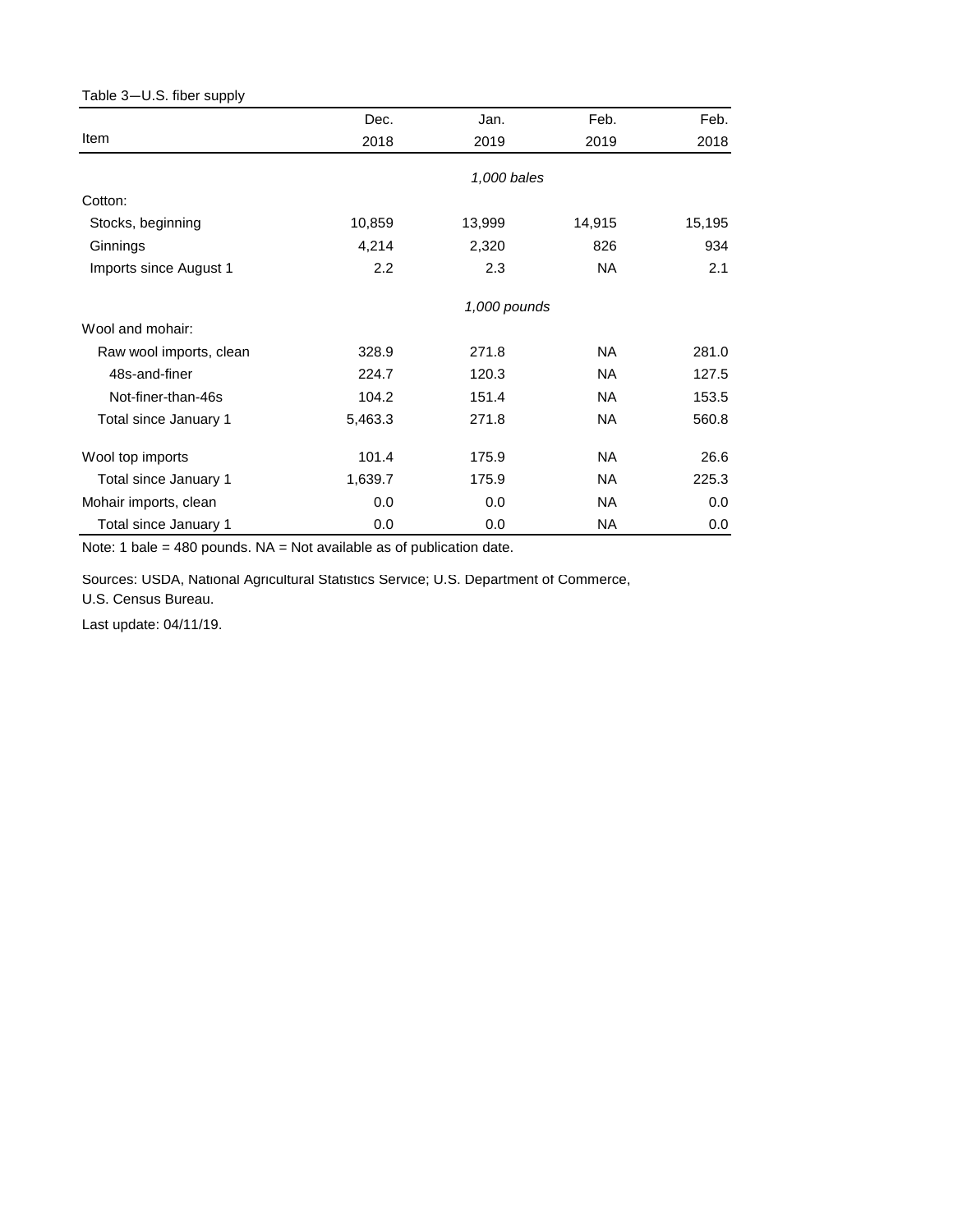Table 3—U.S. fiber supply

| Item | Dec. 2018 | Jan. 2019 | Feb. 2019 | Feb. 2018 |
|---|---|---|---|---|
| | *1,000 bales* | | | |
| Cotton: | | | | |
| Stocks, beginning | 10,859 | 13,999 | 14,915 | 15,195 |
| Ginnings | 4,214 | 2,320 | 826 | 934 |
| Imports since August 1 | 2.2 | 2.3 | NA | 2.1 |
| | *1,000 pounds* | | | |
| Wool and mohair: | | | | |
| Raw wool imports, clean | 328.9 | 271.8 | NA | 281.0 |
| 48s-and-finer | 224.7 | 120.3 | NA | 127.5 |
| Not-finer-than-46s | 104.2 | 151.4 | NA | 153.5 |
| Total since January 1 | 5,463.3 | 271.8 | NA | 560.8 |
| Wool top imports | 101.4 | 175.9 | NA | 26.6 |
| Total since January 1 | 1,639.7 | 175.9 | NA | 225.3 |
| Mohair imports, clean | 0.0 | 0.0 | NA | 0.0 |
| Total since January 1 | 0.0 | 0.0 | NA | 0.0 |

Note: 1 bale = 480 pounds. NA = Not available as of publication date.

Sources: USDA, National Agricultural Statistics Service; U.S. Department of Commerce, U.S. Census Bureau.

Last update: 04/11/19.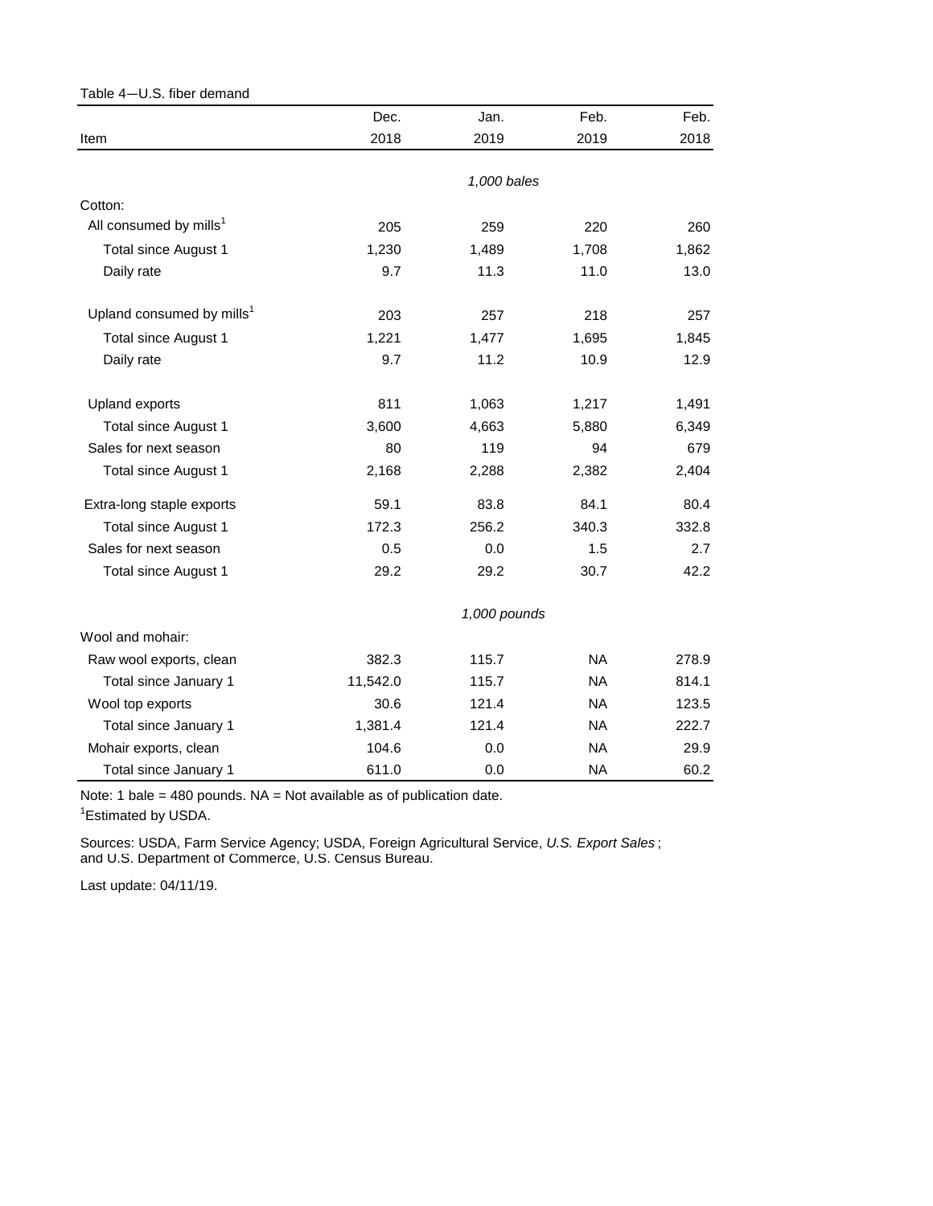Table 4—U.S. fiber demand

| Item | Dec. 2018 | Jan. 2019 | Feb. 2019 | Feb. 2018 |
|---|---|---|---|---|
| | *1,000 bales* | | | |
| Cotton: | | | | |
| All consumed by mills[1] | 205 | 259 | 220 | 260 |
| Total since August 1 | 1,230 | 1,489 | 1,708 | 1,862 |
| Daily rate | 9.7 | 11.3 | 11.0 | 13.0 |
| Upland consumed by mills[1] | 203 | 257 | 218 | 257 |
| Total since August 1 | 1,221 | 1,477 | 1,695 | 1,845 |
| Daily rate | 9.7 | 11.2 | 10.9 | 12.9 |
| Upland exports | 811 | 1,063 | 1,217 | 1,491 |
| Total since August 1 | 3,600 | 4,663 | 5,880 | 6,349 |
| Sales for next season | 80 | 119 | 94 | 679 |
| Total since August 1 | 2,168 | 2,288 | 2,382 | 2,404 |
| Extra-long staple exports | 59.1 | 83.8 | 84.1 | 80.4 |
| Total since August 1 | 172.3 | 256.2 | 340.3 | 332.8 |
| Sales for next season | 0.5 | 0.0 | 1.5 | 2.7 |
| Total since August 1 | 29.2 | 29.2 | 30.7 | 42.2 |
| | *1,000 pounds* | | | |
| Wool and mohair: | | | | |
| Raw wool exports, clean | 382.3 | 115.7 | NA | 278.9 |
| Total since January 1 | 11,542.0 | 115.7 | NA | 814.1 |
| Wool top exports | 30.6 | 121.4 | NA | 123.5 |
| Total since January 1 | 1,381.4 | 121.4 | NA | 222.7 |
| Mohair exports, clean | 104.6 | 0.0 | NA | 29.9 |
| Total since January 1 | 611.0 | 0.0 | NA | 60.2 |

Note: 1 bale = 480 pounds. NA = Not available as of publication date.

[1]Estimated by USDA.

Sources: USDA, Farm Service Agency; USDA, Foreign Agricultural Service, *U.S. Export Sales*; and U.S. Department of Commerce, U.S. Census Bureau.

Last update: 04/11/19.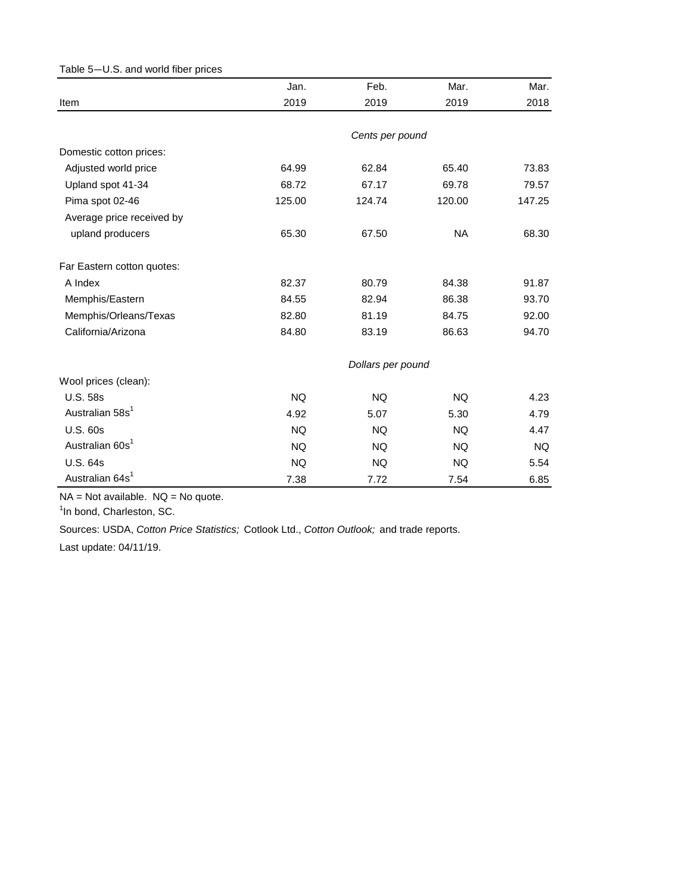Table 5—U.S. and world fiber prices

| Item | Jan. 2019 | Feb. 2019 | Mar. 2019 | Mar. 2018 |
|---|---|---|---|---|
| | *Cents per pound* | | | |
| Domestic cotton prices: | | | | |
| Adjusted world price | 64.99 | 62.84 | 65.40 | 73.83 |
| Upland spot 41-34 | 68.72 | 67.17 | 69.78 | 79.57 |
| Pima spot 02-46 | 125.00 | 124.74 | 120.00 | 147.25 |
| Average price received by upland producers | 65.30 | 67.50 | NA | 68.30 |
| Far Eastern cotton quotes: | | | | |
| A Index | 82.37 | 80.79 | 84.38 | 91.87 |
| Memphis/Eastern | 84.55 | 82.94 | 86.38 | 93.70 |
| Memphis/Orleans/Texas | 82.80 | 81.19 | 84.75 | 92.00 |
| California/Arizona | 84.80 | 83.19 | 86.63 | 94.70 |
| | *Dollars per pound* | | | |
| Wool prices (clean): | | | | |
| U.S. 58s | NQ | NQ | NQ | 4.23 |
| Australian 58s[1] | 4.92 | 5.07 | 5.30 | 4.79 |
| U.S. 60s | NQ | NQ | NQ | 4.47 |
| Australian 60s[1] | NQ | NQ | NQ | NQ |
| U.S. 64s | NQ | NQ | NQ | 5.54 |
| Australian 64s[1] | 7.38 | 7.72 | 7.54 | 6.85 |

NA = Not available. NQ = No quote.

[1]In bond, Charleston, SC.

Sources: USDA, *Cotton Price Statistics;* Cotlook Ltd., *Cotton Outlook;* and trade reports.

Last update: 04/11/19.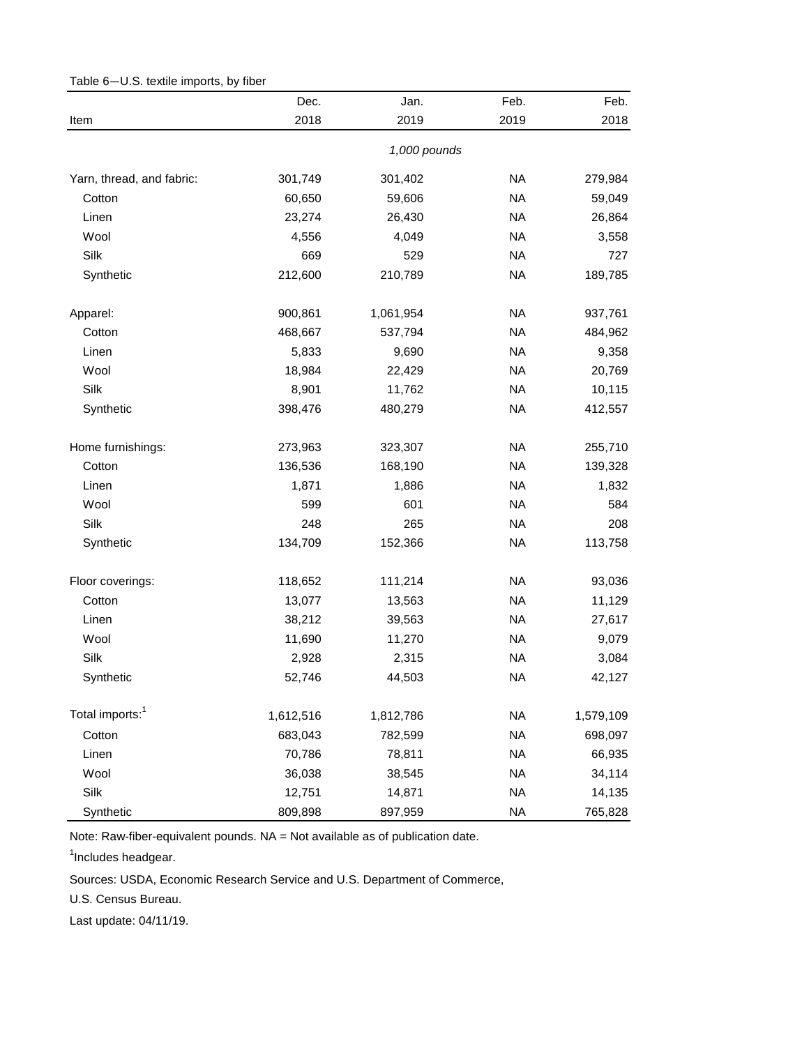Table 6—U.S. textile imports, by fiber

| Item | Dec. 2018 | Jan. 2019 | Feb. 2019 | Feb. 2018 |
|---|---|---|---|---|
| | | *1,000 pounds* | | |
| Yarn, thread, and fabric: | 301,749 | 301,402 | NA | 279,984 |
| Cotton | 60,650 | 59,606 | NA | 59,049 |
| Linen | 23,274 | 26,430 | NA | 26,864 |
| Wool | 4,556 | 4,049 | NA | 3,558 |
| Silk | 669 | 529 | NA | 727 |
| Synthetic | 212,600 | 210,789 | NA | 189,785 |
| Apparel: | 900,861 | 1,061,954 | NA | 937,761 |
| Cotton | 468,667 | 537,794 | NA | 484,962 |
| Linen | 5,833 | 9,690 | NA | 9,358 |
| Wool | 18,984 | 22,429 | NA | 20,769 |
| Silk | 8,901 | 11,762 | NA | 10,115 |
| Synthetic | 398,476 | 480,279 | NA | 412,557 |
| Home furnishings: | 273,963 | 323,307 | NA | 255,710 |
| Cotton | 136,536 | 168,190 | NA | 139,328 |
| Linen | 1,871 | 1,886 | NA | 1,832 |
| Wool | 599 | 601 | NA | 584 |
| Silk | 248 | 265 | NA | 208 |
| Synthetic | 134,709 | 152,366 | NA | 113,758 |
| Floor coverings: | 118,652 | 111,214 | NA | 93,036 |
| Cotton | 13,077 | 13,563 | NA | 11,129 |
| Linen | 38,212 | 39,563 | NA | 27,617 |
| Wool | 11,690 | 11,270 | NA | 9,079 |
| Silk | 2,928 | 2,315 | NA | 3,084 |
| Synthetic | 52,746 | 44,503 | NA | 42,127 |
| Total imports:[1] | 1,612,516 | 1,812,786 | NA | 1,579,109 |
| Cotton | 683,043 | 782,599 | NA | 698,097 |
| Linen | 70,786 | 78,811 | NA | 66,935 |
| Wool | 36,038 | 38,545 | NA | 34,114 |
| Silk | 12,751 | 14,871 | NA | 14,135 |
| Synthetic | 809,898 | 897,959 | NA | 765,828 |

Note: Raw-fiber-equivalent pounds. NA = Not available as of publication date.

[1]Includes headgear.

Sources: USDA, Economic Research Service and U.S. Department of Commerce,

U.S. Census Bureau.

Last update: 04/11/19.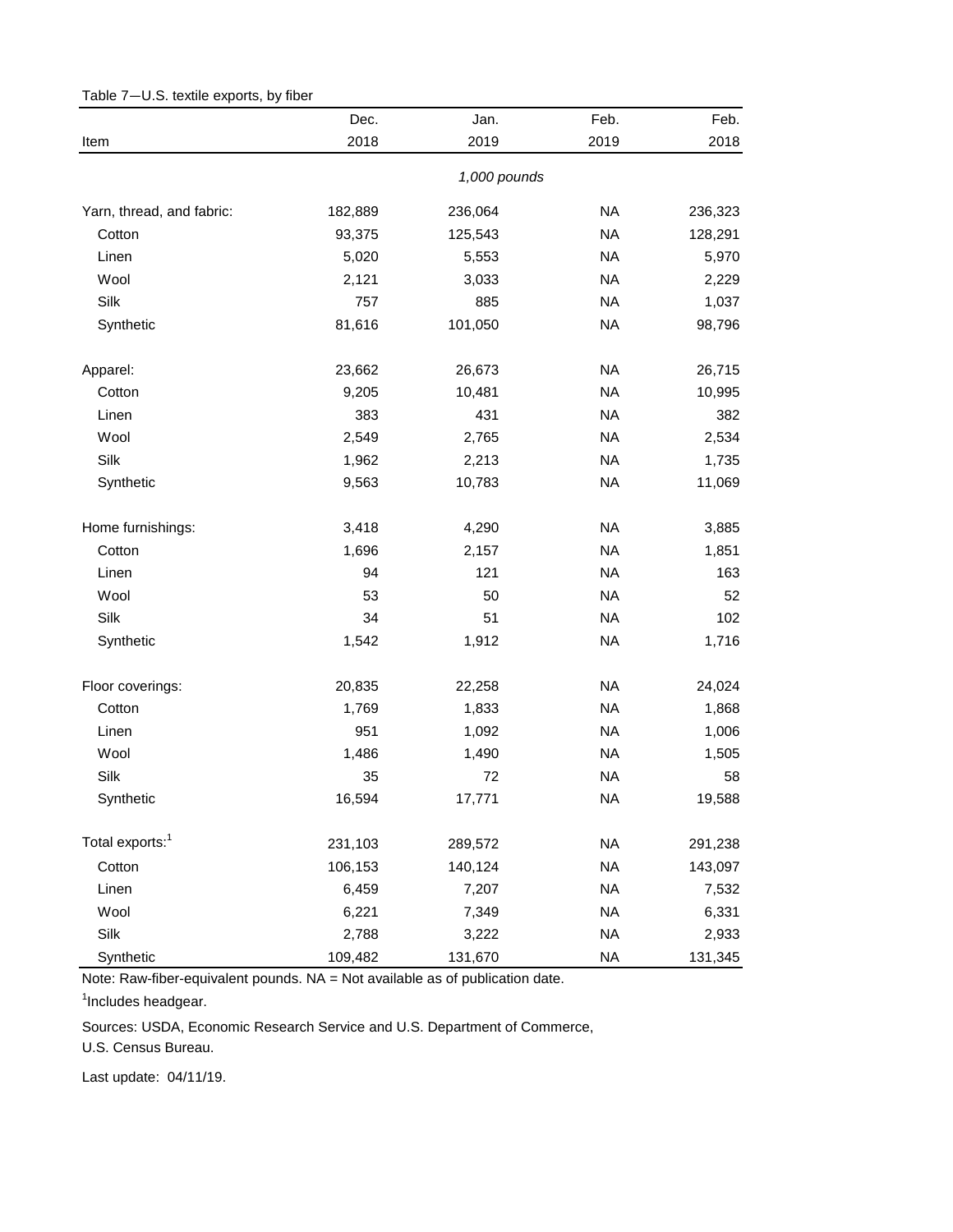Table 7—U.S. textile exports, by fiber

| Item | Dec. 2018 | Jan. 2019 | Feb. 2019 | Feb. 2018 |
|---|---|---|---|---|
| | | *1,000 pounds* | | |
| Yarn, thread, and fabric: | 182,889 | 236,064 | NA | 236,323 |
| Cotton | 93,375 | 125,543 | NA | 128,291 |
| Linen | 5,020 | 5,553 | NA | 5,970 |
| Wool | 2,121 | 3,033 | NA | 2,229 |
| Silk | 757 | 885 | NA | 1,037 |
| Synthetic | 81,616 | 101,050 | NA | 98,796 |
| Apparel: | 23,662 | 26,673 | NA | 26,715 |
| Cotton | 9,205 | 10,481 | NA | 10,995 |
| Linen | 383 | 431 | NA | 382 |
| Wool | 2,549 | 2,765 | NA | 2,534 |
| Silk | 1,962 | 2,213 | NA | 1,735 |
| Synthetic | 9,563 | 10,783 | NA | 11,069 |
| Home furnishings: | 3,418 | 4,290 | NA | 3,885 |
| Cotton | 1,696 | 2,157 | NA | 1,851 |
| Linen | 94 | 121 | NA | 163 |
| Wool | 53 | 50 | NA | 52 |
| Silk | 34 | 51 | NA | 102 |
| Synthetic | 1,542 | 1,912 | NA | 1,716 |
| Floor coverings: | 20,835 | 22,258 | NA | 24,024 |
| Cotton | 1,769 | 1,833 | NA | 1,868 |
| Linen | 951 | 1,092 | NA | 1,006 |
| Wool | 1,486 | 1,490 | NA | 1,505 |
| Silk | 35 | 72 | NA | 58 |
| Synthetic | 16,594 | 17,771 | NA | 19,588 |
| Total exports:[1] | 231,103 | 289,572 | NA | 291,238 |
| Cotton | 106,153 | 140,124 | NA | 143,097 |
| Linen | 6,459 | 7,207 | NA | 7,532 |
| Wool | 6,221 | 7,349 | NA | 6,331 |
| Silk | 2,788 | 3,222 | NA | 2,933 |
| Synthetic | 109,482 | 131,670 | NA | 131,345 |

Note: Raw-fiber-equivalent pounds. NA = Not available as of publication date.

[1]Includes headgear.

Sources: USDA, Economic Research Service and U.S. Department of Commerce, U.S. Census Bureau.

Last update: 04/11/19.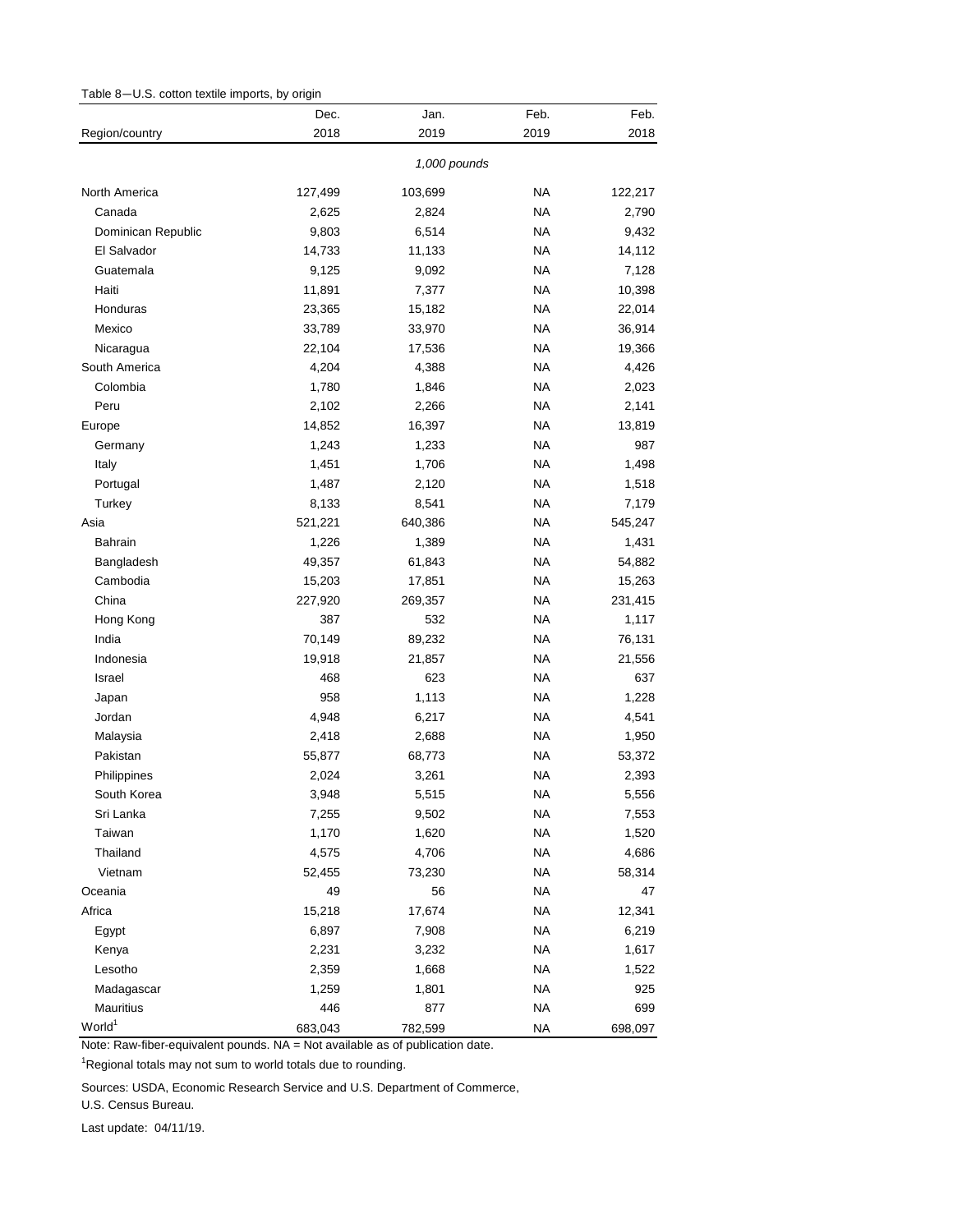Table 8—U.S. cotton textile imports, by origin

| Region/country | Dec. 2018 | Jan. 2019 | Feb. 2019 | Feb. 2018 |
|---|---|---|---|---|
| | *1,000 pounds* | | | |
| North America | 127,499 | 103,699 | NA | 122,217 |
| Canada | 2,625 | 2,824 | NA | 2,790 |
| Dominican Republic | 9,803 | 6,514 | NA | 9,432 |
| El Salvador | 14,733 | 11,133 | NA | 14,112 |
| Guatemala | 9,125 | 9,092 | NA | 7,128 |
| Haiti | 11,891 | 7,377 | NA | 10,398 |
| Honduras | 23,365 | 15,182 | NA | 22,014 |
| Mexico | 33,789 | 33,970 | NA | 36,914 |
| Nicaragua | 22,104 | 17,536 | NA | 19,366 |
| South America | 4,204 | 4,388 | NA | 4,426 |
| Colombia | 1,780 | 1,846 | NA | 2,023 |
| Peru | 2,102 | 2,266 | NA | 2,141 |
| Europe | 14,852 | 16,397 | NA | 13,819 |
| Germany | 1,243 | 1,233 | NA | 987 |
| Italy | 1,451 | 1,706 | NA | 1,498 |
| Portugal | 1,487 | 2,120 | NA | 1,518 |
| Turkey | 8,133 | 8,541 | NA | 7,179 |
| Asia | 521,221 | 640,386 | NA | 545,247 |
| Bahrain | 1,226 | 1,389 | NA | 1,431 |
| Bangladesh | 49,357 | 61,843 | NA | 54,882 |
| Cambodia | 15,203 | 17,851 | NA | 15,263 |
| China | 227,920 | 269,357 | NA | 231,415 |
| Hong Kong | 387 | 532 | NA | 1,117 |
| India | 70,149 | 89,232 | NA | 76,131 |
| Indonesia | 19,918 | 21,857 | NA | 21,556 |
| Israel | 468 | 623 | NA | 637 |
| Japan | 958 | 1,113 | NA | 1,228 |
| Jordan | 4,948 | 6,217 | NA | 4,541 |
| Malaysia | 2,418 | 2,688 | NA | 1,950 |
| Pakistan | 55,877 | 68,773 | NA | 53,372 |
| Philippines | 2,024 | 3,261 | NA | 2,393 |
| South Korea | 3,948 | 5,515 | NA | 5,556 |
| Sri Lanka | 7,255 | 9,502 | NA | 7,553 |
| Taiwan | 1,170 | 1,620 | NA | 1,520 |
| Thailand | 4,575 | 4,706 | NA | 4,686 |
| Vietnam | 52,455 | 73,230 | NA | 58,314 |
| Oceania | 49 | 56 | NA | 47 |
| Africa | 15,218 | 17,674 | NA | 12,341 |
| Egypt | 6,897 | 7,908 | NA | 6,219 |
| Kenya | 2,231 | 3,232 | NA | 1,617 |
| Lesotho | 2,359 | 1,668 | NA | 1,522 |
| Madagascar | 1,259 | 1,801 | NA | 925 |
| Mauritius | 446 | 877 | NA | 699 |
| World[1] | 683,043 | 782,599 | NA | 698,097 |

Note: Raw-fiber-equivalent pounds. NA = Not available as of publication date.

[1]Regional totals may not sum to world totals due to rounding.

Sources: USDA, Economic Research Service and U.S. Department of Commerce, U.S. Census Bureau.

Last update: 04/11/19.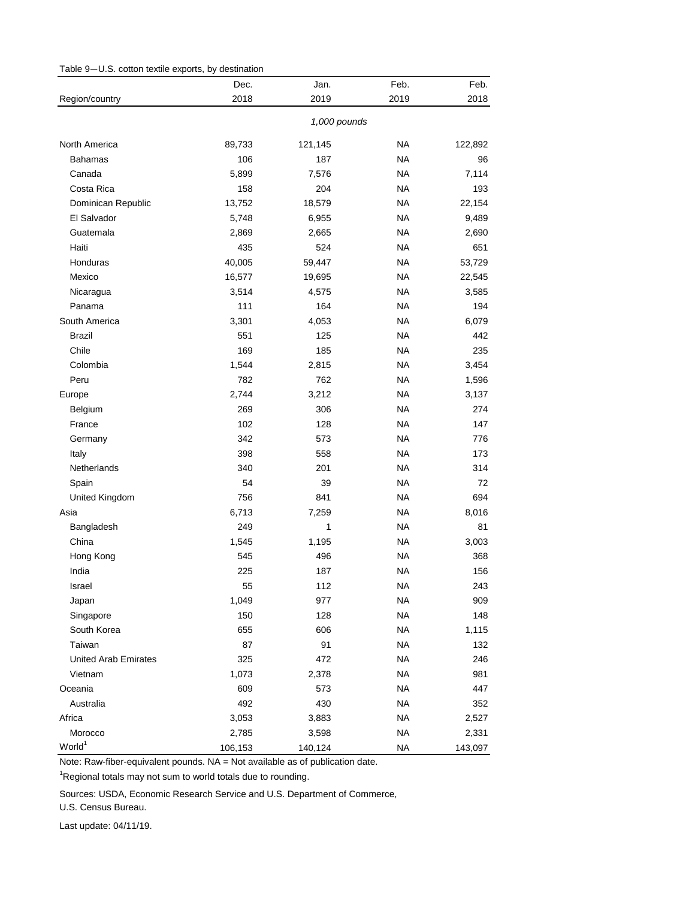Table 9—U.S. cotton textile exports, by destination

| Region/country | Dec. 2018 | Jan. 2019 | Feb. 2019 | Feb. 2018 |
|---|---|---|---|---|
| | *1,000 pounds* | | | |
| North America | 89,733 | 121,145 | NA | 122,892 |
| Bahamas | 106 | 187 | NA | 96 |
| Canada | 5,899 | 7,576 | NA | 7,114 |
| Costa Rica | 158 | 204 | NA | 193 |
| Dominican Republic | 13,752 | 18,579 | NA | 22,154 |
| El Salvador | 5,748 | 6,955 | NA | 9,489 |
| Guatemala | 2,869 | 2,665 | NA | 2,690 |
| Haiti | 435 | 524 | NA | 651 |
| Honduras | 40,005 | 59,447 | NA | 53,729 |
| Mexico | 16,577 | 19,695 | NA | 22,545 |
| Nicaragua | 3,514 | 4,575 | NA | 3,585 |
| Panama | 111 | 164 | NA | 194 |
| South America | 3,301 | 4,053 | NA | 6,079 |
| Brazil | 551 | 125 | NA | 442 |
| Chile | 169 | 185 | NA | 235 |
| Colombia | 1,544 | 2,815 | NA | 3,454 |
| Peru | 782 | 762 | NA | 1,596 |
| Europe | 2,744 | 3,212 | NA | 3,137 |
| Belgium | 269 | 306 | NA | 274 |
| France | 102 | 128 | NA | 147 |
| Germany | 342 | 573 | NA | 776 |
| Italy | 398 | 558 | NA | 173 |
| Netherlands | 340 | 201 | NA | 314 |
| Spain | 54 | 39 | NA | 72 |
| United Kingdom | 756 | 841 | NA | 694 |
| Asia | 6,713 | 7,259 | NA | 8,016 |
| Bangladesh | 249 | 1 | NA | 81 |
| China | 1,545 | 1,195 | NA | 3,003 |
| Hong Kong | 545 | 496 | NA | 368 |
| India | 225 | 187 | NA | 156 |
| Israel | 55 | 112 | NA | 243 |
| Japan | 1,049 | 977 | NA | 909 |
| Singapore | 150 | 128 | NA | 148 |
| South Korea | 655 | 606 | NA | 1,115 |
| Taiwan | 87 | 91 | NA | 132 |
| United Arab Emirates | 325 | 472 | NA | 246 |
| Vietnam | 1,073 | 2,378 | NA | 981 |
| Oceania | 609 | 573 | NA | 447 |
| Australia | 492 | 430 | NA | 352 |
| Africa | 3,053 | 3,883 | NA | 2,527 |
| Morocco | 2,785 | 3,598 | NA | 2,331 |
| World[1] | 106,153 | 140,124 | NA | 143,097 |

Note: Raw-fiber-equivalent pounds. NA = Not available as of publication date.

[1]Regional totals may not sum to world totals due to rounding.

Sources: USDA, Economic Research Service and U.S. Department of Commerce, U.S. Census Bureau.

Last update: 04/11/19.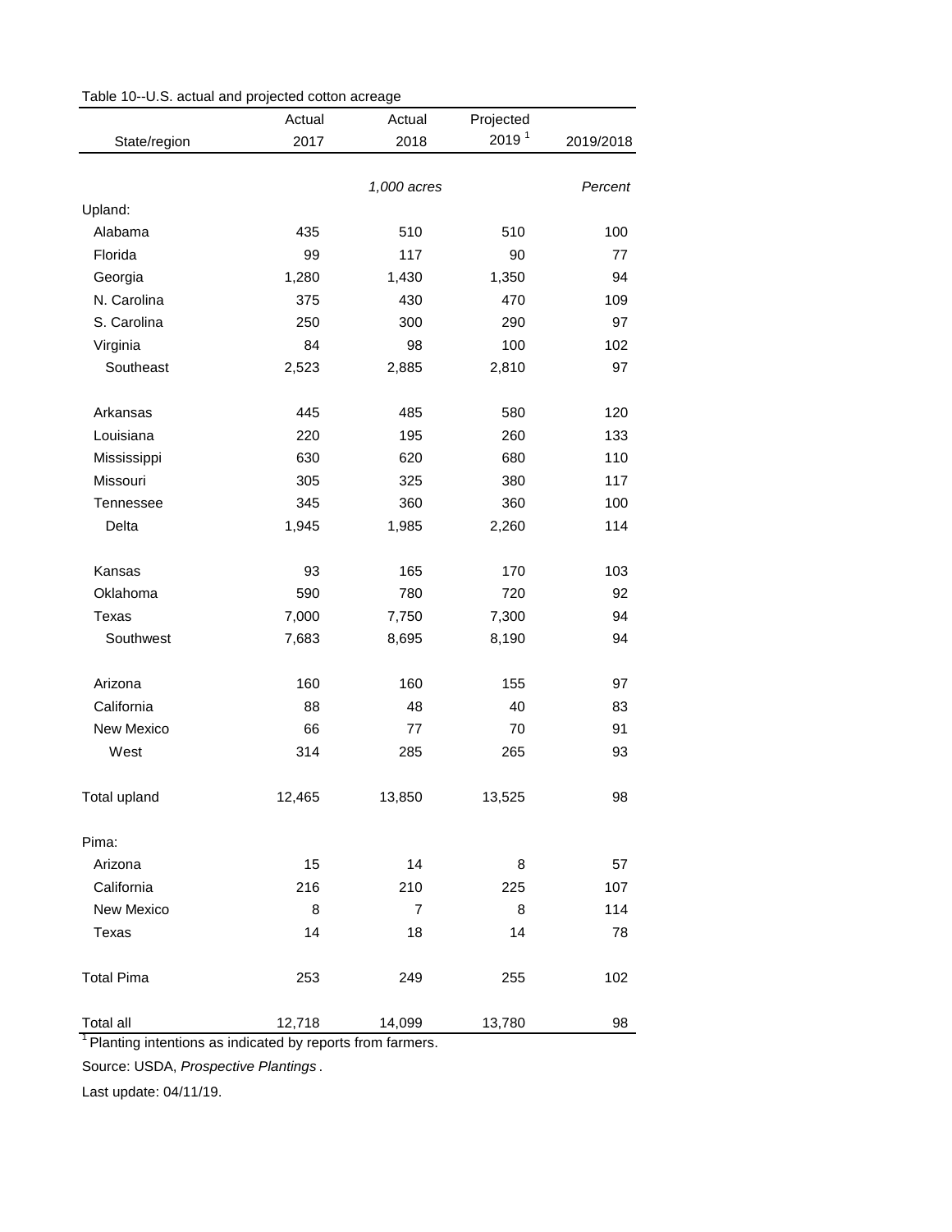Table 10--U.S. actual and projected cotton acreage

| State/region | Actual 2017 | Actual 2018 | Projected 2019 [1] | 2019/2018 |
|---|---|---|---|---|
| | | *1,000 acres* | | *Percent* |
| Upland: | | | | |
| Alabama | 435 | 510 | 510 | 100 |
| Florida | 99 | 117 | 90 | 77 |
| Georgia | 1,280 | 1,430 | 1,350 | 94 |
| N. Carolina | 375 | 430 | 470 | 109 |
| S. Carolina | 250 | 300 | 290 | 97 |
| Virginia | 84 | 98 | 100 | 102 |
| Southeast | 2,523 | 2,885 | 2,810 | 97 |
| | | | | |
| Arkansas | 445 | 485 | 580 | 120 |
| Louisiana | 220 | 195 | 260 | 133 |
| Mississippi | 630 | 620 | 680 | 110 |
| Missouri | 305 | 325 | 380 | 117 |
| Tennessee | 345 | 360 | 360 | 100 |
| Delta | 1,945 | 1,985 | 2,260 | 114 |
| | | | | |
| Kansas | 93 | 165 | 170 | 103 |
| Oklahoma | 590 | 780 | 720 | 92 |
| Texas | 7,000 | 7,750 | 7,300 | 94 |
| Southwest | 7,683 | 8,695 | 8,190 | 94 |
| | | | | |
| Arizona | 160 | 160 | 155 | 97 |
| California | 88 | 48 | 40 | 83 |
| New Mexico | 66 | 77 | 70 | 91 |
| West | 314 | 285 | 265 | 93 |
| | | | | |
| Total upland | 12,465 | 13,850 | 13,525 | 98 |
| | | | | |
| Pima: | | | | |
| Arizona | 15 | 14 | 8 | 57 |
| California | 216 | 210 | 225 | 107 |
| New Mexico | 8 | 7 | 8 | 114 |
| Texas | 14 | 18 | 14 | 78 |
| | | | | |
| Total Pima | 253 | 249 | 255 | 102 |
| | | | | |
| Total all | 12,718 | 14,099 | 13,780 | 98 |

[1] Planting intentions as indicated by reports from farmers.

Source: USDA, *Prospective Plantings*.

Last update: 04/11/19.